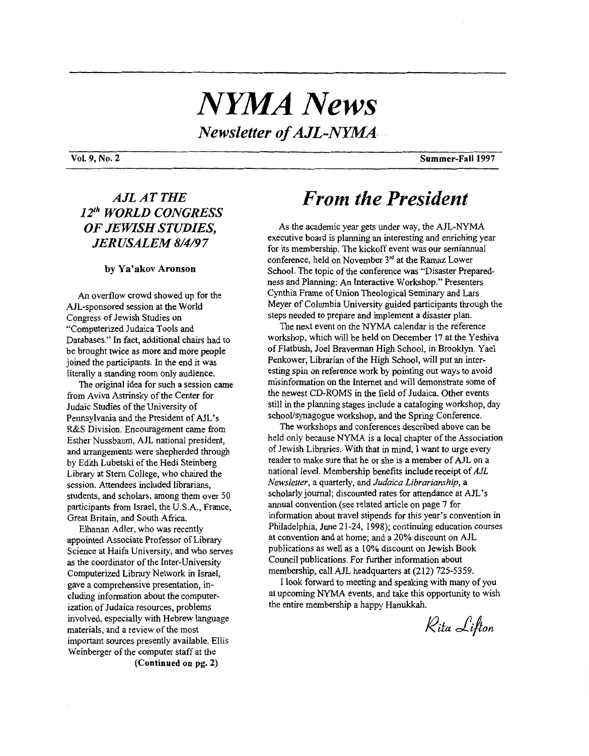# *NYMA News*

## *Newsletter of AJL-NYMA*

**Vol. 9, No. 2** **Summer-Fall 1997**

## *AJL AT THE 12th WORLD CONGRESS OF JEWISH STUDIES, JERUSALEM 8/4/97*

**by Ya'akov Aronson**

An overflow crowd showed up for the AJL-sponsored session at the World Congress of Jewish Studies on "Computerized Judaica Tools and Databases." In fact, additional chairs had to be brought twice as more and more people joined the participants. In the end it was literally a standing room only audience.

The original idea for such a session came from Aviva Astrinsky of the Center for Judaic Studies of the University of Pennsylvania and the President of AJL's R&S Division. Encouragement came from Esther Nussbaum, AJL national president, and arrangements were shepherded through by Edith Lubetski of the Hedi Steinberg Library at Stern College, who chaired the session. Attendees included librarians, students, and scholars, among them over 50 participants from Israel, the U.S.A., France, Great Britain, and South Africa.

Elhanan Adler, who was recently appointed Associate Professor of Library Science at Haifa University, and who serves as the coordinator of the Inter-University Computerized Library Network in Israel, gave a comprehensive presentation, including information about the computerization of Judaica resources, problems involved, especially with Hebrew language materials, and a review of the most important sources presently available. Ellis Weinberger of the computer staff at the

**(Continued on pg. 2)**

# *From the President*

As the academic year gets under way, the AJL-NYMA executive board is planning an interesting and enriching year for its membership. The kickoff event was our semiannual conference, held on November 3rd at the Ramaz Lower School. The topic of the conference was "Disaster Preparedness and Planning: An Interactive Workshop." Presenters Cynthia Frame of Union Theological Seminary and Lars Meyer of Columbia University guided participants through the steps needed to prepare and implement a disaster plan.

The next event on the NYMA calendar is the reference workshop, which will be held on December 17 at the Yeshiva of Flatbush, Joel Braverman High School, in Brooklyn. Yael Penkower, Librarian of the High School, will put an interesting spin on reference work by pointing out ways to avoid misinformation on the Internet and will demonstrate some of the newest CD-ROMS in the field of Judaica. Other events still in the planning stages include a cataloging workshop, day school/synagogue workshop, and the Spring Conference.

The workshops and conferences described above can be held only because NYMA is a local chapter of the Association of Jewish Libraries. With that in mind, I want to urge every reader to make sure that he or she is a member of AJL on a national level. Membership benefits include receipt of *AJL Newsletter*, a quarterly, and *Judaica Librarianship*, a scholarly journal; discounted rates for attendance at AJL's annual convention (see related article on page 7 for information about travel stipends for this year's convention in Philadelphia, June 21-24, 1998); continuing education courses at convention and at home; and a 20% discount on AJL publications as well as a 10% discount on Jewish Book Council publications. For further information about membership, call AJL headquarters at (212) 725-5359.

I look forward to meeting and speaking with many of you at upcoming NYMA events, and take this opportunity to wish the entire membership a happy Hanukkah.

*Rita Lifton*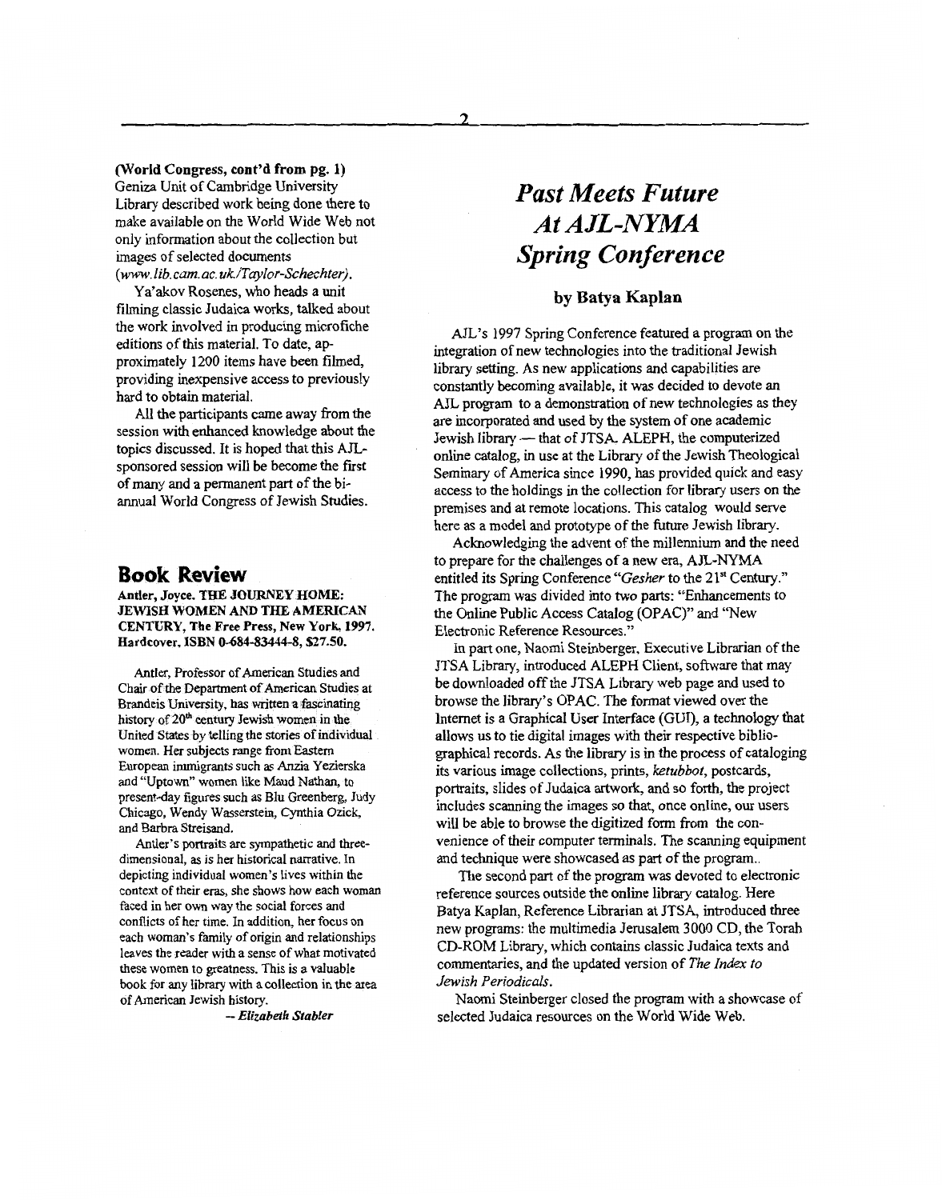**(World Congress, cont'd from pg. 1)** Geniza Unit of Cambridge University Library described work being done there to make available on the World Wide Web not only information about the collection but images of selected documents (*www.lib.cam.ac.uk/Taylor-Schechter)*.

Ya'akov Rosenes, who heads a unit filming classic Judaica works, talked about the work involved in producing microfiche editions of this material. To date, approximately 1200 items have been filmed, providing inexpensive access to previously hard to obtain material.

All the participants came away from the session with enhanced knowledge about the topics discussed. It is hoped that this AJL-sponsored session will be become the first of many and a permanent part of the bi-annual World Congress of Jewish Studies.

## Book Review

**Antler, Joyce. THE JOURNEY HOME: JEWISH WOMEN AND THE AMERICAN CENTURY, The Free Press, New York, 1997. Hardcover, ISBN 0-684-83444-8, $27.50.**

Antler, Professor of American Studies and Chair of the Department of American Studies at Brandeis University, has written a fascinating history of 20th century Jewish women in the United States by telling the stories of individual women. Her subjects range from Eastern European immigrants such as Anzia Yezierska and "Uptown" women like Maud Nathan, to present-day figures such as Blu Greenberg, Judy Chicago, Wendy Wasserstein, Cynthia Ozick, and Barbra Streisand.

Antler's portraits are sympathetic and three-dimensional, as is her historical narrative. In depicting individual women's lives within the context of their eras, she shows how each woman faced in her own way the social forces and conflicts of her time. In addition, her focus on each woman's family of origin and relationships leaves the reader with a sense of what motivated these women to greatness. This is a valuable book for any library with a collection in the area of American Jewish history.

*-- Elizabeth Stabler*

# *Past Meets Future At AJL-NYMA Spring Conference*

### by Batya Kaplan

AJL's 1997 Spring Conference featured a program on the integration of new technologies into the traditional Jewish library setting. As new applications and capabilities are constantly becoming available, it was decided to devote an AJL program to a demonstration of new technologies as they are incorporated and used by the system of one academic Jewish library — that of JTSA. ALEPH, the computerized online catalog, in use at the Library of the Jewish Theological Seminary of America since 1990, has provided quick and easy access to the holdings in the collection for library users on the premises and at remote locations. This catalog would serve here as a model and prototype of the future Jewish library.

Acknowledging the advent of the millennium and the need to prepare for the challenges of a new era, AJL-NYMA entitled its Spring Conference "*Gesher* to the 21st Century." The program was divided into two parts: "Enhancements to the Online Public Access Catalog (OPAC)" and "New Electronic Reference Resources."

In part one, Naomi Steinberger, Executive Librarian of the JTSA Library, introduced ALEPH Client, software that may be downloaded off the JTSA Library web page and used to browse the library's OPAC. The format viewed over the Internet is a Graphical User Interface (GUI), a technology that allows us to tie digital images with their respective bibliographical records. As the library is in the process of cataloging its various image collections, prints, *ketubbot*, postcards, portraits, slides of Judaica artwork, and so forth, the project includes scanning the images so that, once online, our users will be able to browse the digitized form from the convenience of their computer terminals. The scanning equipment and technique were showcased as part of the program..

The second part of the program was devoted to electronic reference sources outside the online library catalog. Here Batya Kaplan, Reference Librarian at JTSA, introduced three new programs: the multimedia Jerusalem 3000 CD, the Torah CD-ROM Library, which contains classic Judaica texts and commentaries, and the updated version of *The Index to Jewish Periodicals*.

Naomi Steinberger closed the program with a showcase of selected Judaica resources on the World Wide Web.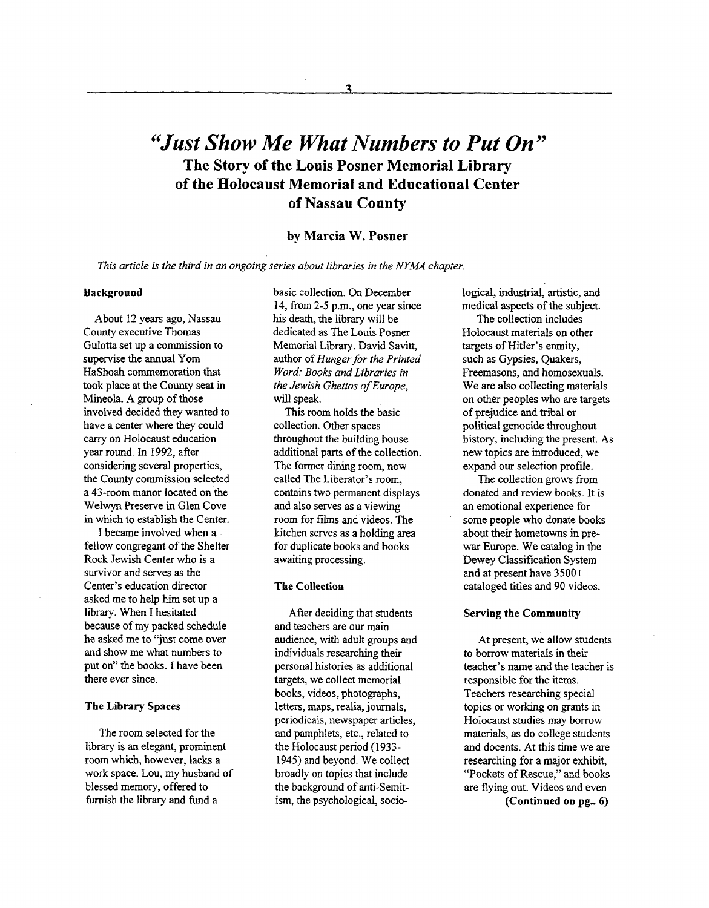# *"Just Show Me What Numbers to Put On"*

## The Story of the Louis Posner Memorial Library of the Holocaust Memorial and Educational Center of Nassau County

### by Marcia W. Posner

*This article is the third in an ongoing series about libraries in the NYMA chapter.*

**Background**

About 12 years ago, Nassau County executive Thomas Gulotta set up a commission to supervise the annual Yom HaShoah commemoration that took place at the County seat in Mineola. A group of those involved decided they wanted to have a center where they could carry on Holocaust education year round. In 1992, after considering several properties, the County commission selected a 43-room manor located on the Welwyn Preserve in Glen Cove in which to establish the Center.

I became involved when a fellow congregant of the Shelter Rock Jewish Center who is a survivor and serves as the Center's education director asked me to help him set up a library. When I hesitated because of my packed schedule he asked me to "just come over and show me what numbers to put on" the books. I have been there ever since.

**The Library Spaces**

The room selected for the library is an elegant, prominent room which, however, lacks a work space. Lou, my husband of blessed memory, offered to furnish the library and fund a basic collection. On December 14, from 2-5 p.m., one year since his death, the library will be dedicated as The Louis Posner Memorial Library. David Savitt, author of *Hunger for the Printed Word: Books and Libraries in the Jewish Ghettos of Europe*, will speak.

This room holds the basic collection. Other spaces throughout the building house additional parts of the collection. The former dining room, now called The Liberator's room, contains two permanent displays and also serves as a viewing room for films and videos. The kitchen serves as a holding area for duplicate books and books awaiting processing.

**The Collection**

After deciding that students and teachers are our main audience, with adult groups and individuals researching their personal histories as additional targets, we collect memorial books, videos, photographs, letters, maps, realia, journals, periodicals, newspaper articles, and pamphlets, etc., related to the Holocaust period (1933-1945) and beyond. We collect broadly on topics that include the background of anti-Semitism, the psychological, sociological, industrial, artistic, and medical aspects of the subject.

The collection includes Holocaust materials on other targets of Hitler's enmity, such as Gypsies, Quakers, Freemasons, and homosexuals. We are also collecting materials on other peoples who are targets of prejudice and tribal or political genocide throughout history, including the present. As new topics are introduced, we expand our selection profile.

The collection grows from donated and review books. It is an emotional experience for some people who donate books about their hometowns in pre-war Europe. We catalog in the Dewey Classification System and at present have 3500+ cataloged titles and 90 videos.

**Serving the Community**

At present, we allow students to borrow materials in their teacher's name and the teacher is responsible for the items. Teachers researching special topics or working on grants in Holocaust studies may borrow materials, as do college students and docents. At this time we are researching for a major exhibit, "Pockets of Rescue," and books are flying out. Videos and even

**(Continued on pg.. 6)**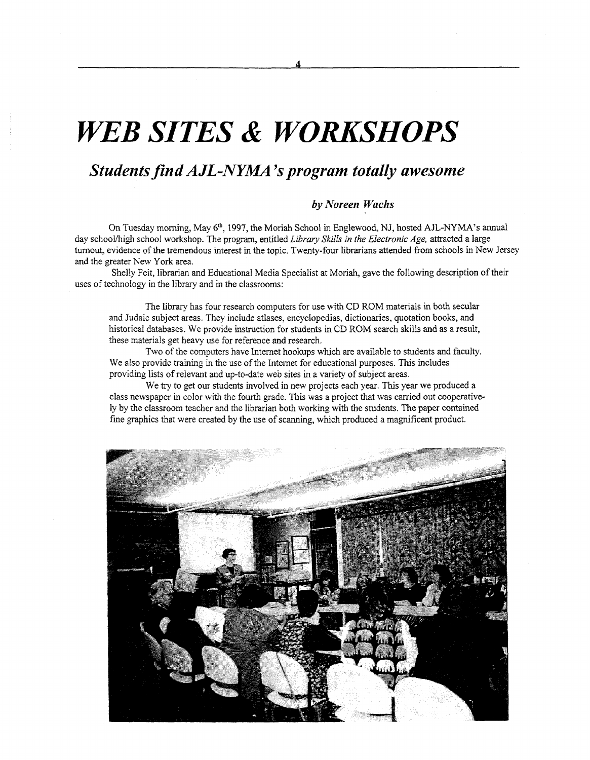# *WEB SITES & WORKSHOPS*

## *Students find AJL-NYMA's program totally awesome*

***by Noreen Wachs***

On Tuesday morning, May 6th, 1997, the Moriah School in Englewood, NJ, hosted AJL-NYMA's annual day school/high school workshop. The program, entitled *Library Skills in the Electronic Age,* attracted a large turnout, evidence of the tremendous interest in the topic. Twenty-four librarians attended from schools in New Jersey and the greater New York area.

Shelly Feit, librarian and Educational Media Specialist at Moriah, gave the following description of their uses of technology in the library and in the classrooms:

> The library has four research computers for use with CD ROM materials in both secular and Judaic subject areas. They include atlases, encyclopedias, dictionaries, quotation books, and historical databases. We provide instruction for students in CD ROM search skills and as a result, these materials get heavy use for reference and research.
>
> Two of the computers have Internet hookups which are available to students and faculty. We also provide training in the use of the Internet for educational purposes. This includes providing lists of relevant and up-to-date web sites in a variety of subject areas.
>
> We try to get our students involved in new projects each year. This year we produced a class newspaper in color with the fourth grade. This was a project that was carried out cooperatively by the classroom teacher and the librarian both working with the students. The paper contained fine graphics that were created by the use of scanning, which produced a magnificent product.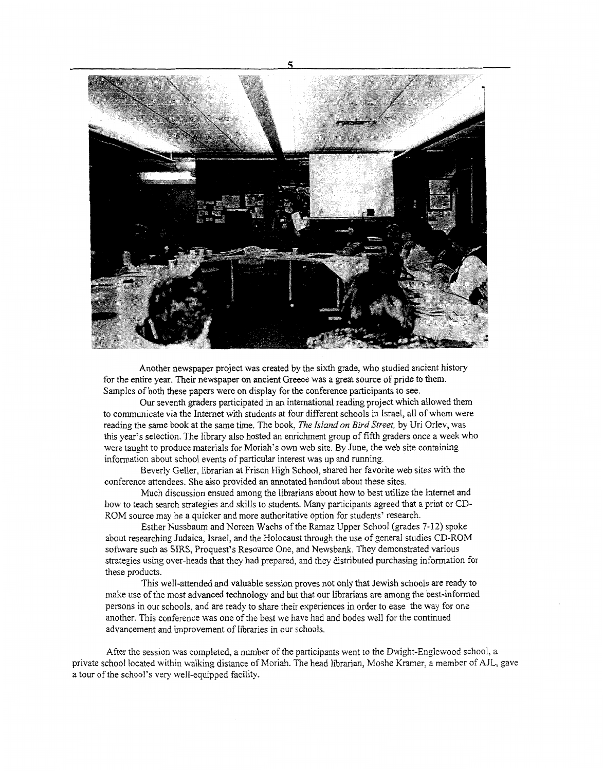Another newspaper project was created by the sixth grade, who studied ancient history for the entire year. Their newspaper on ancient Greece was a great source of pride to them. Samples of both these papers were on display for the conference participants to see.

Our seventh graders participated in an international reading project which allowed them to communicate via the Internet with students at four different schools in Israel, all of whom were reading the same book at the same time. The book, *The Island on Bird Street,* by Uri Orlev, was this year's selection. The library also hosted an enrichment group of fifth graders once a week who were taught to produce materials for Moriah's own web site. By June, the web site containing information about school events of particular interest was up and running.

Beverly Geller, librarian at Frisch High School, shared her favorite web sites with the conference attendees. She also provided an annotated handout about these sites.

Much discussion ensued among the librarians about how to best utilize the Internet and how to teach search strategies and skills to students. Many participants agreed that a print or CD-ROM source may be a quicker and more authoritative option for students' research.

Esther Nussbaum and Noreen Wachs of the Ramaz Upper School (grades 7-12) spoke about researching Judaica, Israel, and the Holocaust through the use of general studies CD-ROM software such as SIRS, Proquest's Resource One, and Newsbank. They demonstrated various strategies using over-heads that they had prepared, and they distributed purchasing information for these products.

This well-attended and valuable session proves not only that Jewish schools are ready to make use of the most advanced technology and but that our librarians are among the best-informed persons in our schools, and are ready to share their experiences in order to ease the way for one another. This conference was one of the best we have had and bodes well for the continued advancement and improvement of libraries in our schools.

After the session was completed, a number of the participants went to the Dwight-Englewood school, a private school located within walking distance of Moriah. The head librarian, Moshe Kramer, a member of AJL, gave a tour of the school's very well-equipped facility.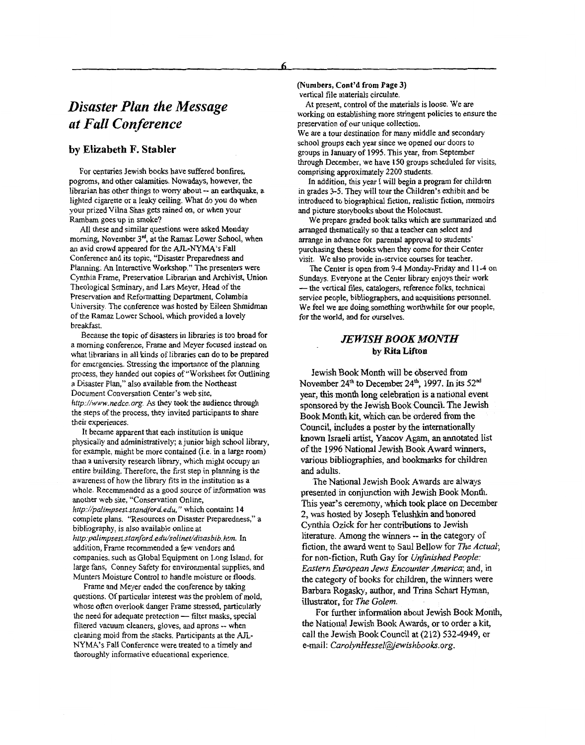# *Disaster Plan the Message at Fall Conference*

## by Elizabeth F. Stabler

For centuries Jewish books have suffered bonfires, pogroms, and other calamities. Nowadays, however, the librarian has other things to worry about -- an earthquake, a lighted cigarette or a leaky ceiling. What do you do when your prized Vilna Shas gets rained on, or when your Rambam goes up in smoke?

All these and similar questions were asked Monday morning, November 3rd, at the Ramaz Lower School, when an avid crowd appeared for the AJL-NYMA's Fall Conference and its topic, "Disaster Preparedness and Planning: An Interactive Workshop." The presenters were Cynthia Frame, Preservation Librarian and Archivist, Union Theological Seminary, and Lars Meyer, Head of the Preservation and Reformatting Department, Columbia University. The conference was hosted by Eileen Shmidman of the Ramaz Lower School, which provided a lovely breakfast.

Because the topic of disasters in libraries is too broad for a morning conference, Frame and Meyer focused instead on what librarians in all kinds of libraries can do to be prepared for emergencies. Stressing the importance of the planning process, they handed out copies of "Worksheet for Outlining a Disaster Plan," also available from the Northeast Document Conversation Center's web site, *http://www.nedcc.org*. As they took the audience through the steps of the process, they invited participants to share their experiences.

It became apparent that each institution is unique physically and administratively; a junior high school library, for example, might be more contained (i.e. in a large room) than a university research library, which might occupy an entire building. Therefore, the first step in planning is the awareness of how the library fits in the institution as a whole. Recommended as a good source of information was another web site, "Conservation Online, *http://palimpsest.standford.edu,*" which contains 14 complete plans. "Resources on Disaster Preparedness," a bibliography, is also available online at *http:palimpsest.stanford.edu/solinet/disasbib.htm.* In addition, Frame recommended a few vendors and companies, such as Global Equipment on Long Island, for large fans, Conney Safety for environmental supplies, and Munters Moisture Control to handle moisture or floods.

Frame and Meyer ended the conference by taking questions. Of particular interest was the problem of mold, whose often overlook danger Frame stressed, particularly the need for adequate protection — filter masks, special filtered vacuum cleaners, gloves, and aprons -- when cleaning mold from the stacks. Participants at the AJL-NYMA's Fall Conference were treated to a timely and thoroughly informative educational experience.

**(Numbers, Cont'd from Page 3)**
vertical file materials circulate.

At present, control of the materials is loose. We are working on establishing more stringent policies to ensure the preservation of our unique collection.
We are a tour destination for many middle and secondary school groups each year since we opened our doors to groups in January of 1995. This year, from September through December, we have 150 groups scheduled for visits, comprising approximately 2200 students.

In addition, this year I will begin a program for children in grades 3-5. They will tour the Children's exhibit and be introduced to biographical fiction, realistic fiction, memoirs and picture storybooks about the Holocaust.

We prepare graded book talks which are summarized and arranged thematically so that a teacher can select and arrange in advance for parental approval to students' purchasing these books when they come for their Center visit. We also provide in-service courses for teacher.

The Center is open from 9-4 Monday-Friday and 11-4 on Sundays. Everyone at the Center library enjoys their work — the vertical files, catalogers, reference folks, technical service people, bibliographers, and acquisitions personnel. We feel we are doing something worthwhile for our people, for the world, and for ourselves.

## *JEWISH BOOK MONTH*
**by Rita Lifton**

Jewish Book Month will be observed from November 24th to December 24th, 1997. In its 52nd year, this month long celebration is a national event sponsored by the Jewish Book Council. The Jewish Book Month kit, which can be ordered from the Council, includes a poster by the internationally known Israeli artist, Yaacov Agam, an annotated list of the 1996 National Jewish Book Award winners, various bibliographies, and bookmarks for children and adults.

The National Jewish Book Awards are always presented in conjunction with Jewish Book Month. This year's ceremony, which took place on December 2, was hosted by Joseph Telushkin and honored Cynthia Ozick for her contributions to Jewish literature. Among the winners -- in the category of fiction, the award went to Saul Bellow for *The Actual*; for non-fiction, Ruth Gay for *Unfinished People: Eastern European Jews Encounter America*; and, in the category of books for children, the winners were Barbara Rogasky, author, and Trina Schart Hyman, illustrator, for *The Golem*.

For further information about Jewish Book Month, the National Jewish Book Awards, or to order a kit, call the Jewish Book Council at (212) 532-4949, or e-mail: *CarolynHessel@jewishbooks.org*.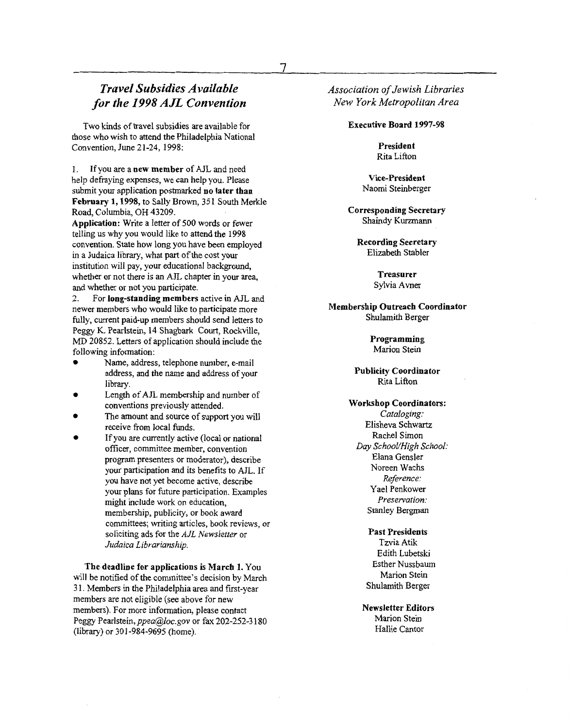## *Travel Subsidies Available for the 1998 AJL Convention*

Two kinds of travel subsidies are available for those who wish to attend the Philadelphia National Convention, June 21-24, 1998:

1. If you are a **new member** of AJL and need help defraying expenses, we can help you. Please submit your application postmarked **no later than February 1, 1998,** to Sally Brown, 351 South Merkle Road, Columbia, OH 43209.

**Application:** Write a letter of 500 words or fewer telling us why you would like to attend the 1998 convention. State how long you have been employed in a Judaica library, what part of the cost your institution will pay, your educational background, whether or not there is an AJL chapter in your area, and whether or not you participate.

2. For **long-standing members** active in AJL and newer members who would like to participate more fully, current paid-up members should send letters to Peggy K. Pearlstein, 14 Shagbark Court, Rockville, MD 20852. Letters of application should include the following information:

- Name, address, telephone number, e-mail address, and the name and address of your library.
- Length of AJL membership and number of conventions previously attended.
- The amount and source of support you will receive from local funds.
- If you are currently active (local or national officer, committee member, convention program presenters or moderator), describe your participation and its benefits to AJL. If you have not yet become active, describe your plans for future participation. Examples might include work on education, membership, publicity, or book award committees; writing articles, book reviews, or soliciting ads for the *AJL Newsletter* or *Judaica Librarianship.*

**The deadline for applications is March 1.** You will be notified of the committee's decision by March 31. Members in the Philadelphia area and first-year members are not eligible (see above for new members). For more information, please contact Peggy Pearlstein, *ppea@loc.gov* or fax 202-252-3180 (library) or 301-984-9695 (home).

### *Association of Jewish Libraries New York Metropolitan Area*

**Executive Board 1997-98**

**President**
Rita Lifton

**Vice-President**
Naomi Steinberger

**Corresponding Secretary**
Shaindy Kurzmann

**Recording Secretary**
Elizabeth Stabler

**Treasurer**
Sylvia Avner

**Membership Outreach Coordinator**
Shulamith Berger

**Programming**
Marion Stein

**Publicity Coordinator**
Rita Lifton

**Workshop Coordinators:**
*Cataloging:*
Elisheva Schwartz
Rachel Simon
*Day School/High School:*
Elana Gensler
Noreen Wachs
*Reference:*
Yael Penkower
*Preservation:*
Stanley Bergman

**Past Presidents**
Tzvia Atik
Edith Lubetski
Esther Nussbaum
Marion Stein
Shulamith Berger

**Newsletter Editors**
Marion Stein
Hallie Cantor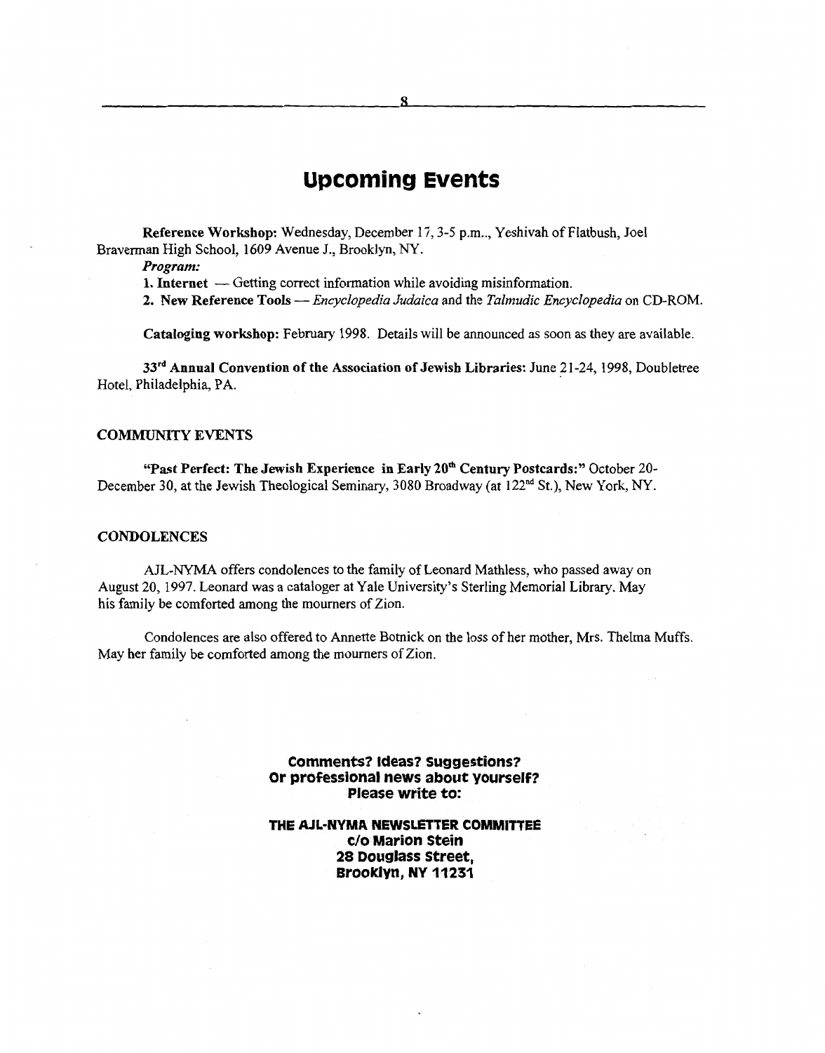# Upcoming Events

**Reference Workshop:** Wednesday, December 17, 3-5 p.m.., Yeshivah of Flatbush, Joel Braverman High School, 1609 Avenue J., Brooklyn, NY.

***Program:***

**1. Internet** — Getting correct information while avoiding misinformation.

**2. New Reference Tools** — *Encyclopedia Judaica* and the *Talmudic Encyclopedia* on CD-ROM.

**Cataloging workshop:** February 1998. Details will be announced as soon as they are available.

**33rd Annual Convention of the Association of Jewish Libraries:** June 21-24, 1998, Doubletree Hotel, Philadelphia, PA.

## COMMUNITY EVENTS

**"Past Perfect: The Jewish Experience in Early 20th Century Postcards:"** October 20-December 30, at the Jewish Theological Seminary, 3080 Broadway (at 122nd St.), New York, NY.

## CONDOLENCES

AJL-NYMA offers condolences to the family of Leonard Mathless, who passed away on August 20, 1997. Leonard was a cataloger at Yale University's Sterling Memorial Library. May his family be comforted among the mourners of Zion.

Condolences are also offered to Annette Botnick on the loss of her mother, Mrs. Thelma Muffs. May her family be comforted among the mourners of Zion.

**Comments? Ideas? Suggestions?**
**Or professional news about yourself?**
**Please write to:**

**THE AJL-NYMA NEWSLETTER COMMITTEE**
**c/o Marion Stein**
**28 Douglass Street,**
**Brooklyn, NY 11231**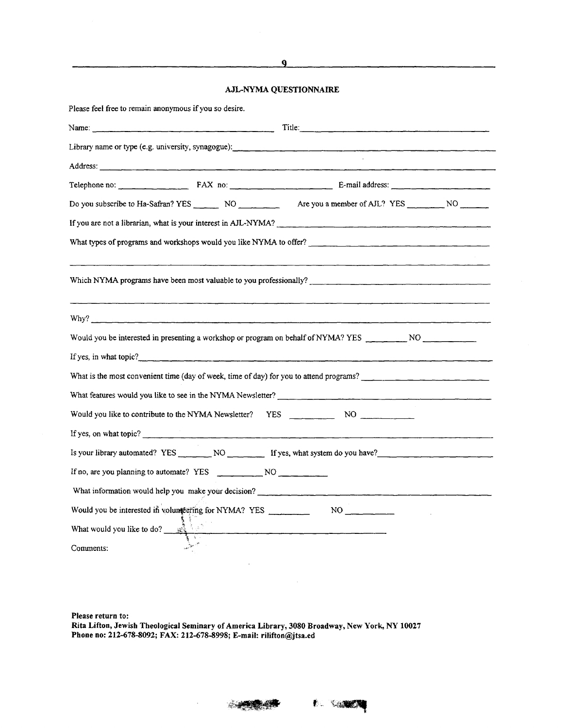## AJL-NYMA QUESTIONNAIRE

Please feel free to remain anonymous if you so desire.

Name: ______________________________ Title: ______________________________

Library name or type (e.g. university, synagogue): ______________________________

Address: ______________________________

Telephone no: ____________ FAX no: ____________ E-mail address: ____________

Do you subscribe to Ha-Safran? YES _____ NO _______ Are you a member of AJL? YES _______ NO _____

If you are not a librarian, what is your interest in AJL-NYMA? ______________________________

What types of programs and workshops would you like NYMA to offer? ______________________________

______________________________

Which NYMA programs have been most valuable to you professionally? ______________________________

______________________________

Why? ______________________________

Would you be interested in presenting a workshop or program on behalf of NYMA? YES ________ NO __________

If yes, in what topic? ______________________________

What is the most convenient time (day of week, time of day) for you to attend programs? ______________________________

What features would you like to see in the NYMA Newsletter? ______________________________

Would you like to contribute to the NYMA Newsletter? YES ________ NO __________

If yes, on what topic? ______________________________

Is your library automated? YES _______ NO _______ If yes, what system do you have? ______________________________

If no, are you planning to automate? YES _________ NO _________

What information would help you make your decision? ______________________________

Would you be interested in volunteering for NYMA? YES ________ NO _________

What would you like to do? ______________________________

Comments:

**Please return to:**
**Rita Lifton, Jewish Theological Seminary of America Library, 3080 Broadway, New York, NY 10027**
**Phone no: 212-678-8092; FAX: 212-678-8998; E-mail: rilifton@jtsa.ed**